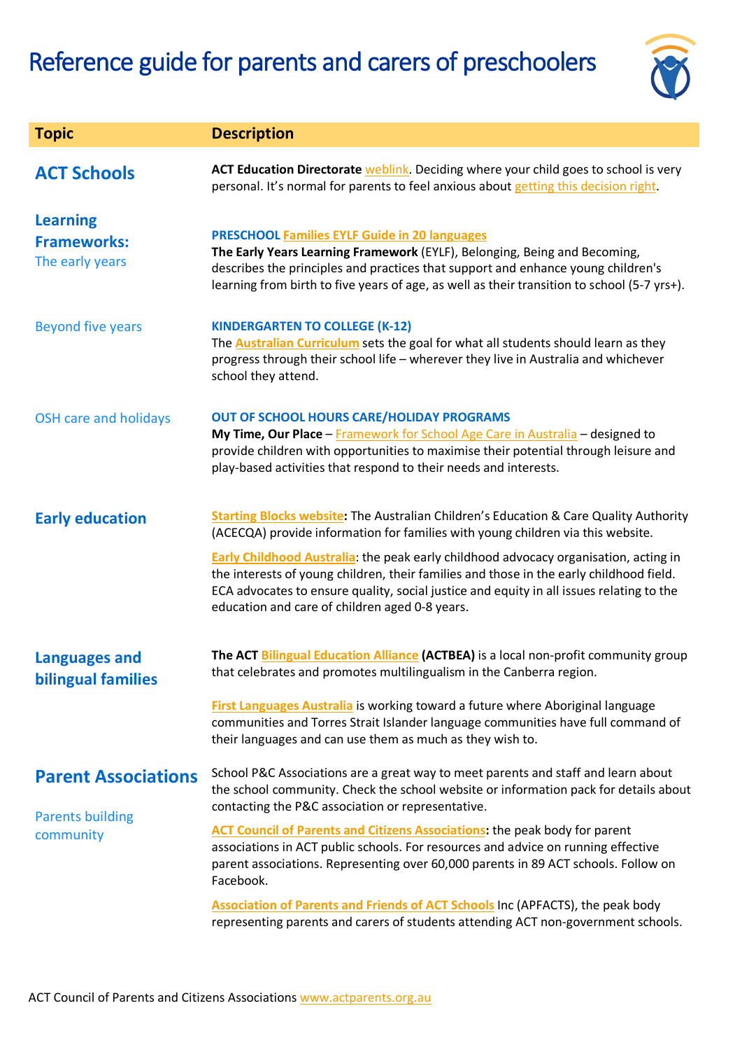# Reference guide for parents and carers of preschoolers

| Topic | Description |
| --- | --- |
| **ACT Schools** | **ACT Education Directorate** weblink. Deciding where your child goes to school is very personal. It's normal for parents to feel anxious about getting this decision right. |
| **Learning Frameworks:** The early years | **PRESCHOOL Families EYLF Guide in 20 languages** **The Early Years Learning Framework** (EYLF), Belonging, Being and Becoming, describes the principles and practices that support and enhance young children's learning from birth to five years of age, as well as their transition to school (5-7 yrs+). |
| Beyond five years | **KINDERGARTEN TO COLLEGE (K-12)** The **Australian Curriculum** sets the goal for what all students should learn as they progress through their school life – wherever they live in Australia and whichever school they attend. |
| OSH care and holidays | **OUT OF SCHOOL HOURS CARE/HOLIDAY PROGRAMS** **My Time, Our Place** – Framework for School Age Care in Australia – designed to provide children with opportunities to maximise their potential through leisure and play-based activities that respond to their needs and interests. |
| **Early education** | **Starting Blocks website:** The Australian Children's Education & Care Quality Authority (ACECQA) provide information for families with young children via this website. **Early Childhood Australia**: the peak early childhood advocacy organisation, acting in the interests of young children, their families and those in the early childhood field. ECA advocates to ensure quality, social justice and equity in all issues relating to the education and care of children aged 0-8 years. |
| **Languages and bilingual families** | **The ACT Bilingual Education Alliance (ACTBEA)** is a local non-profit community group that celebrates and promotes multilingualism in the Canberra region. **First Languages Australia** is working toward a future where Aboriginal language communities and Torres Strait Islander language communities have full command of their languages and can use them as much as they wish to. |
| **Parent Associations** Parents building community | School P&C Associations are a great way to meet parents and staff and learn about the school community. Check the school website or information pack for details about contacting the P&C association or representative. **ACT Council of Parents and Citizens Associations:** the peak body for parent associations in ACT public schools. For resources and advice on running effective parent associations. Representing over 60,000 parents in 89 ACT schools. Follow on Facebook. **Association of Parents and Friends of ACT Schools** Inc (APFACTS), the peak body representing parents and carers of students attending ACT non-government schools. |

ACT Council of Parents and Citizens Associations www.actparents.org.au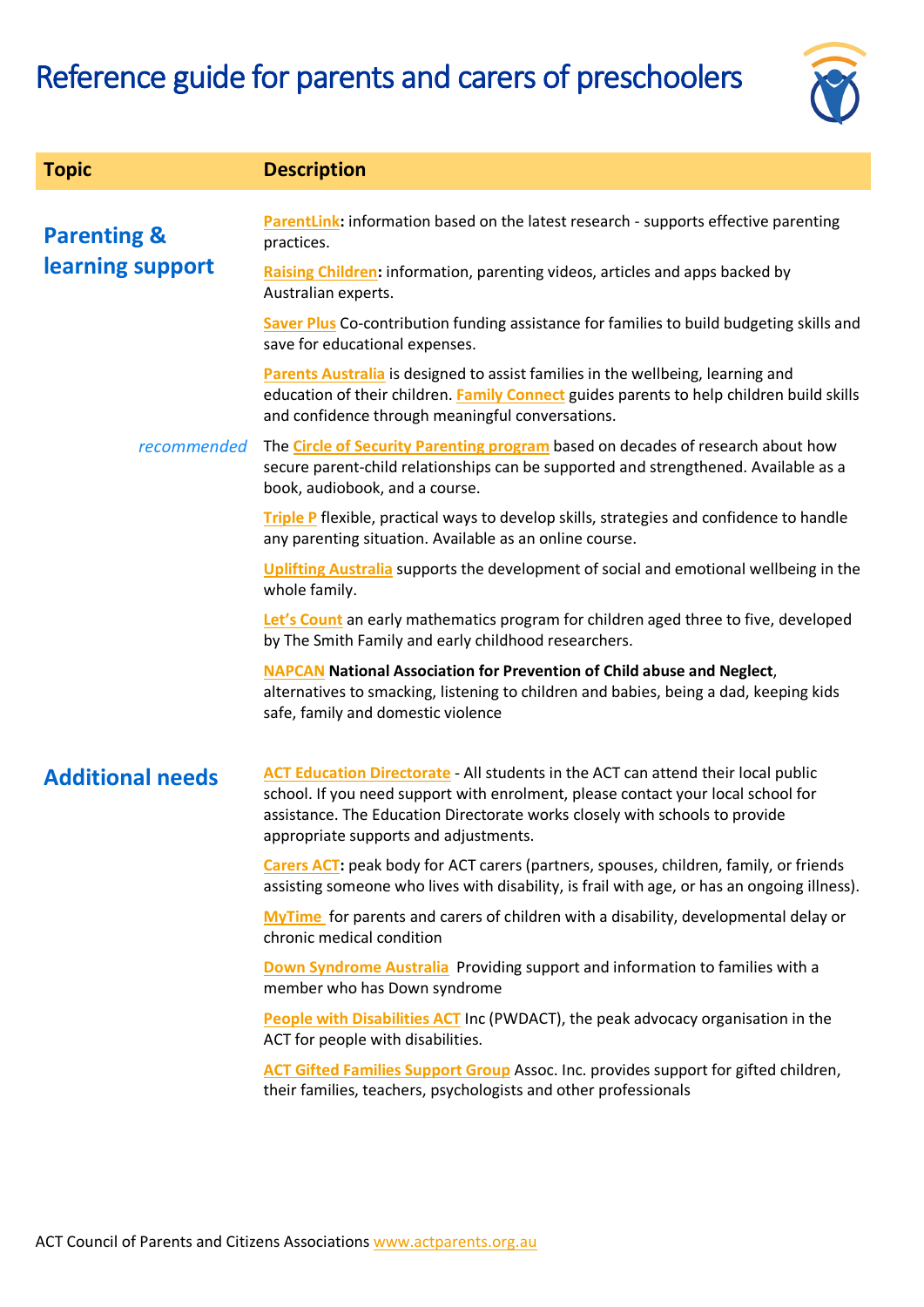# Reference guide for parents and carers of preschoolers

| Topic | Description |
|---|---|
| **Parenting & learning support** | **ParentLink:** information based on the latest research - supports effective parenting practices. |
| | **Raising Children:** information, parenting videos, articles and apps backed by Australian experts. |
| | **Saver Plus** Co-contribution funding assistance for families to build budgeting skills and save for educational expenses. |
| | **Parents Australia** is designed to assist families in the wellbeing, learning and education of their children. **Family Connect** guides parents to help children build skills and confidence through meaningful conversations. |
| *recommended* | The **Circle of Security Parenting program** based on decades of research about how secure parent-child relationships can be supported and strengthened. Available as a book, audiobook, and a course. |
| | **Triple P** flexible, practical ways to develop skills, strategies and confidence to handle any parenting situation. Available as an online course. |
| | **Uplifting Australia** supports the development of social and emotional wellbeing in the whole family. |
| | **Let's Count** an early mathematics program for children aged three to five, developed by The Smith Family and early childhood researchers. |
| | **NAPCAN National Association for Prevention of Child abuse and Neglect**, alternatives to smacking, listening to children and babies, being a dad, keeping kids safe, family and domestic violence |
| **Additional needs** | **ACT Education Directorate** - All students in the ACT can attend their local public school. If you need support with enrolment, please contact your local school for assistance. The Education Directorate works closely with schools to provide appropriate supports and adjustments. |
| | **Carers ACT:** peak body for ACT carers (partners, spouses, children, family, or friends assisting someone who lives with disability, is frail with age, or has an ongoing illness). |
| | **MyTime** for parents and carers of children with a disability, developmental delay or chronic medical condition |
| | **Down Syndrome Australia** Providing support and information to families with a member who has Down syndrome |
| | **People with Disabilities ACT** Inc (PWDACT), the peak advocacy organisation in the ACT for people with disabilities. |
| | **ACT Gifted Families Support Group** Assoc. Inc. provides support for gifted children, their families, teachers, psychologists and other professionals |

ACT Council of Parents and Citizens Associations www.actparents.org.au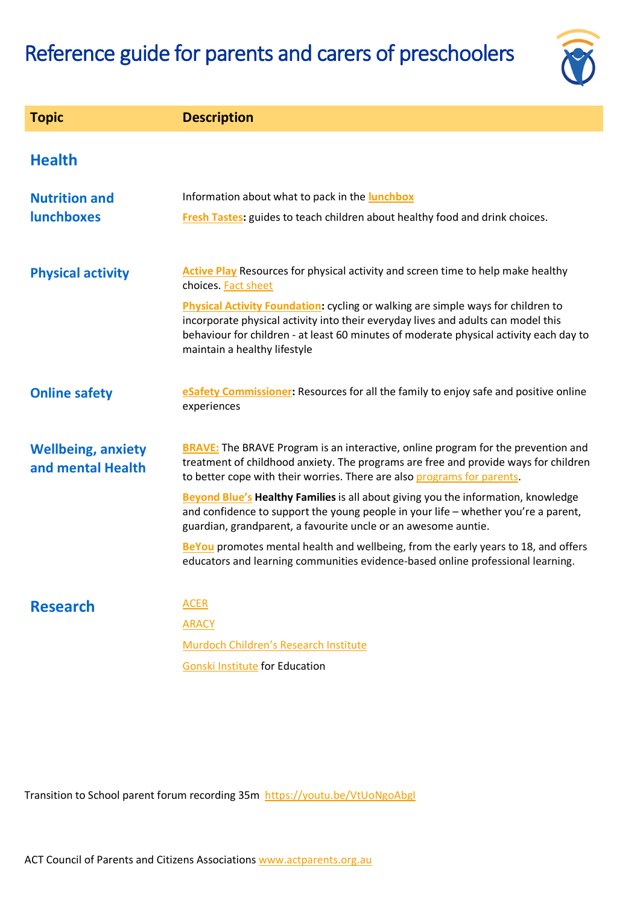# Reference guide for parents and carers of preschoolers

| Topic | Description |
|---|---|
| **Health** | |
| **Nutrition and lunchboxes** | Information about what to pack in the **lunchbox**<br>**Fresh Tastes:** guides to teach children about healthy food and drink choices. |
| **Physical activity** | **Active Play** Resources for physical activity and screen time to help make healthy choices. Fact sheet<br>**Physical Activity Foundation:** cycling or walking are simple ways for children to incorporate physical activity into their everyday lives and adults can model this behaviour for children - at least 60 minutes of moderate physical activity each day to maintain a healthy lifestyle |
| **Online safety** | **eSafety Commissioner:** Resources for all the family to enjoy safe and positive online experiences |
| **Wellbeing, anxiety and mental Health** | **BRAVE:** The BRAVE Program is an interactive, online program for the prevention and treatment of childhood anxiety. The programs are free and provide ways for children to better cope with their worries. There are also programs for parents.<br>**Beyond Blue's Healthy Families** is all about giving you the information, knowledge and confidence to support the young people in your life – whether you're a parent, guardian, grandparent, a favourite uncle or an awesome auntie.<br>**BeYou** promotes mental health and wellbeing, from the early years to 18, and offers educators and learning communities evidence-based online professional learning. |
| **Research** | ACER<br>ARACY<br>Murdoch Children's Research Institute<br>Gonski Institute for Education |

Transition to School parent forum recording 35m https://youtu.be/VtUoNgoAbgI

ACT Council of Parents and Citizens Associations www.actparents.org.au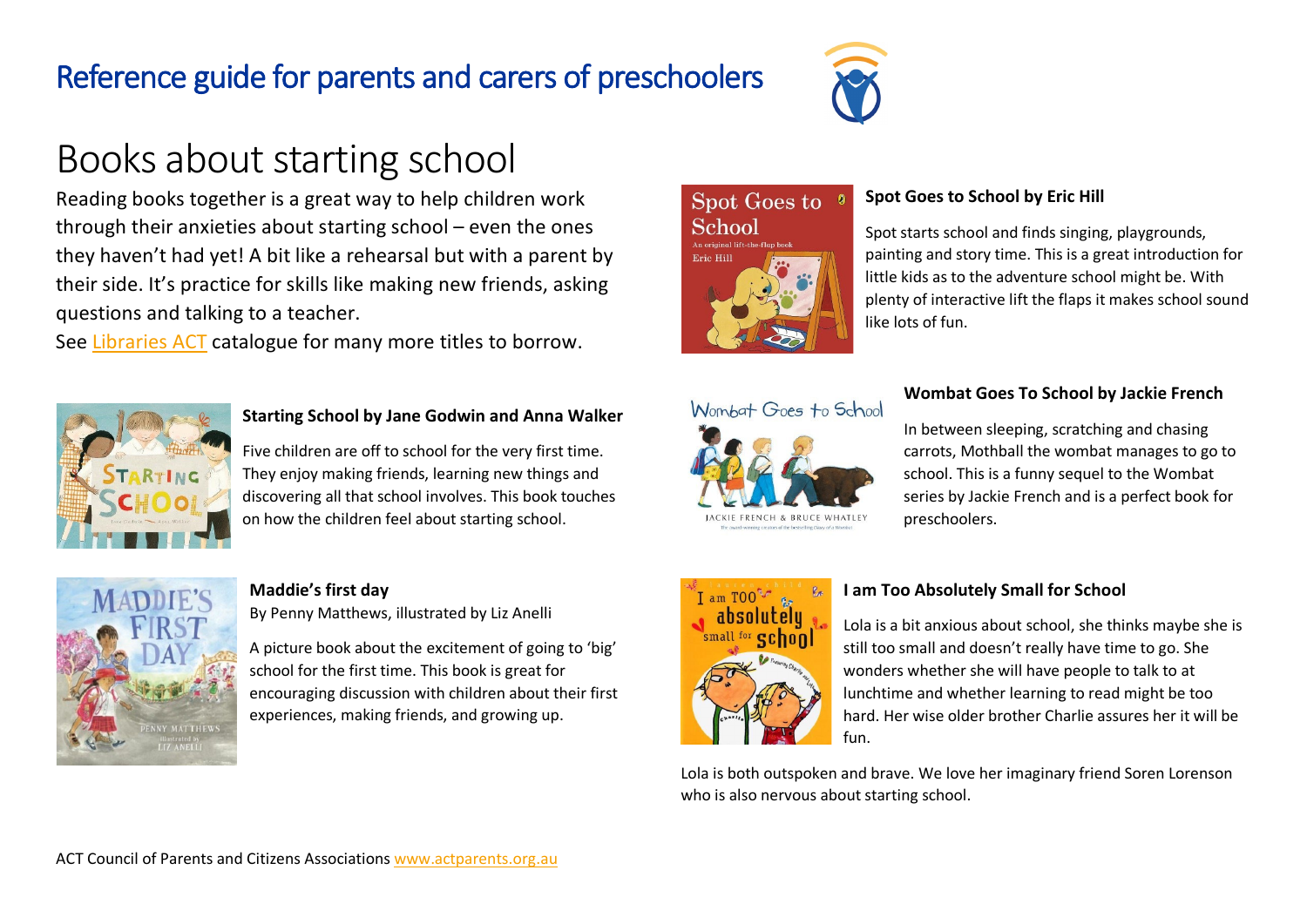# Reference guide for parents and carers of preschoolers

## Books about starting school

Reading books together is a great way to help children work through their anxieties about starting school – even the ones they haven't had yet! A bit like a rehearsal but with a parent by their side. It's practice for skills like making new friends, asking questions and talking to a teacher.

See Libraries ACT catalogue for many more titles to borrow.

**Starting School by Jane Godwin and Anna Walker**

Five children are off to school for the very first time. They enjoy making friends, learning new things and discovering all that school involves. This book touches on how the children feel about starting school.

**Maddie's first day**

By Penny Matthews, illustrated by Liz Anelli

A picture book about the excitement of going to 'big' school for the first time. This book is great for encouraging discussion with children about their first experiences, making friends, and growing up.

**Spot Goes to School by Eric Hill**

Spot starts school and finds singing, playgrounds, painting and story time. This is a great introduction for little kids as to the adventure school might be. With plenty of interactive lift the flaps it makes school sound like lots of fun.

**Wombat Goes To School by Jackie French**

In between sleeping, scratching and chasing carrots, Mothball the wombat manages to go to school. This is a funny sequel to the Wombat series by Jackie French and is a perfect book for preschoolers.

**I am Too Absolutely Small for School**

Lola is a bit anxious about school, she thinks maybe she is still too small and doesn't really have time to go. She wonders whether she will have people to talk to at lunchtime and whether learning to read might be too hard. Her wise older brother Charlie assures her it will be fun.

Lola is both outspoken and brave. We love her imaginary friend Soren Lorenson who is also nervous about starting school.

ACT Council of Parents and Citizens Associations www.actparents.org.au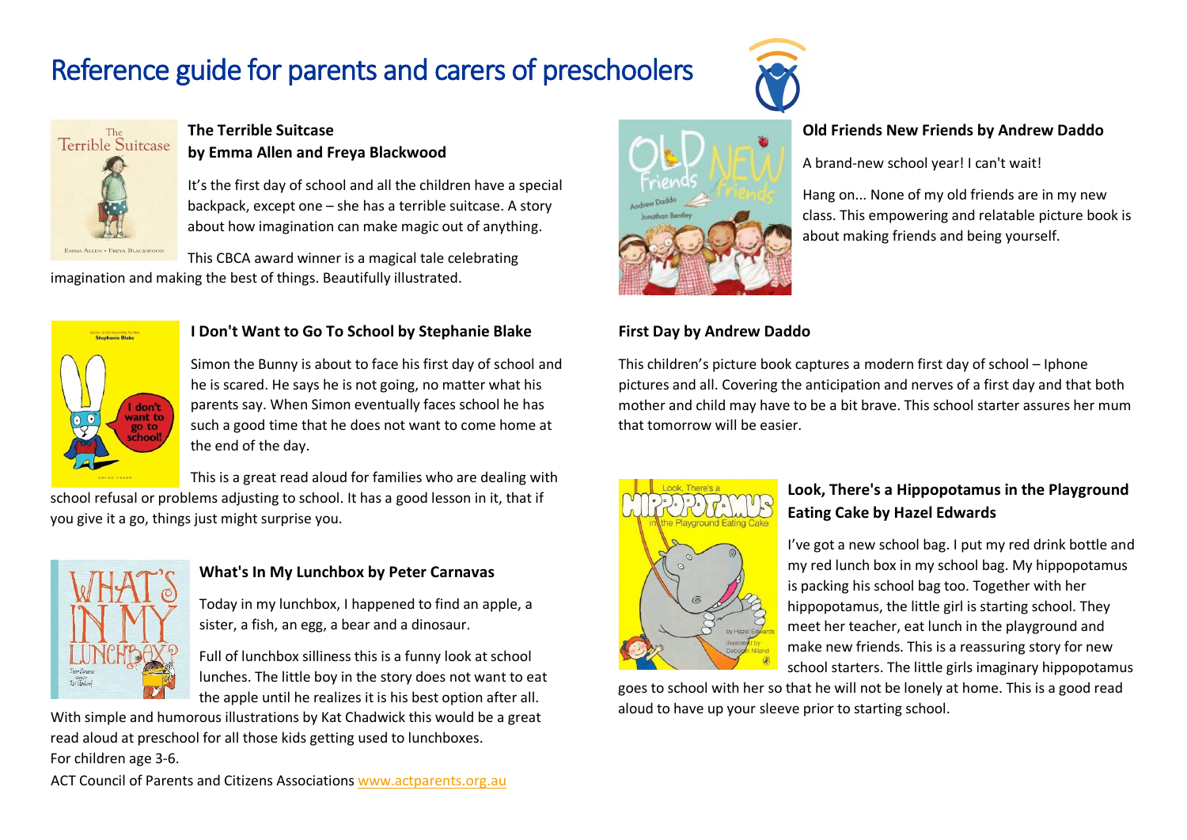# Reference guide for parents and carers of preschoolers

**The Terrible Suitcase**
**by Emma Allen and Freya Blackwood**

It's the first day of school and all the children have a special backpack, except one – she has a terrible suitcase. A story about how imagination can make magic out of anything.

This CBCA award winner is a magical tale celebrating imagination and making the best of things. Beautifully illustrated.

**I Don't Want to Go To School by Stephanie Blake**

Simon the Bunny is about to face his first day of school and he is scared. He says he is not going, no matter what his parents say. When Simon eventually faces school he has such a good time that he does not want to come home at the end of the day.

This is a great read aloud for families who are dealing with school refusal or problems adjusting to school. It has a good lesson in it, that if you give it a go, things just might surprise you.

**What's In My Lunchbox by Peter Carnavas**

Today in my lunchbox, I happened to find an apple, a sister, a fish, an egg, a bear and a dinosaur.

Full of lunchbox silliness this is a funny look at school lunches. The little boy in the story does not want to eat the apple until he realizes it is his best option after all. With simple and humorous illustrations by Kat Chadwick this would be a great read aloud at preschool for all those kids getting used to lunchboxes.
For children age 3-6.

**Old Friends New Friends by Andrew Daddo**

A brand-new school year! I can't wait!

Hang on... None of my old friends are in my new class. This empowering and relatable picture book is about making friends and being yourself.

**First Day by Andrew Daddo**

This children's picture book captures a modern first day of school – Iphone pictures and all. Covering the anticipation and nerves of a first day and that both mother and child may have to be a bit brave. This school starter assures her mum that tomorrow will be easier.

**Look, There's a Hippopotamus in the Playground Eating Cake by Hazel Edwards**

I've got a new school bag. I put my red drink bottle and my red lunch box in my school bag. My hippopotamus is packing his school bag too. Together with her hippopotamus, the little girl is starting school. They meet her teacher, eat lunch in the playground and make new friends. This is a reassuring story for new school starters. The little girls imaginary hippopotamus goes to school with her so that he will not be lonely at home. This is a good read aloud to have up your sleeve prior to starting school.

ACT Council of Parents and Citizens Associations www.actparents.org.au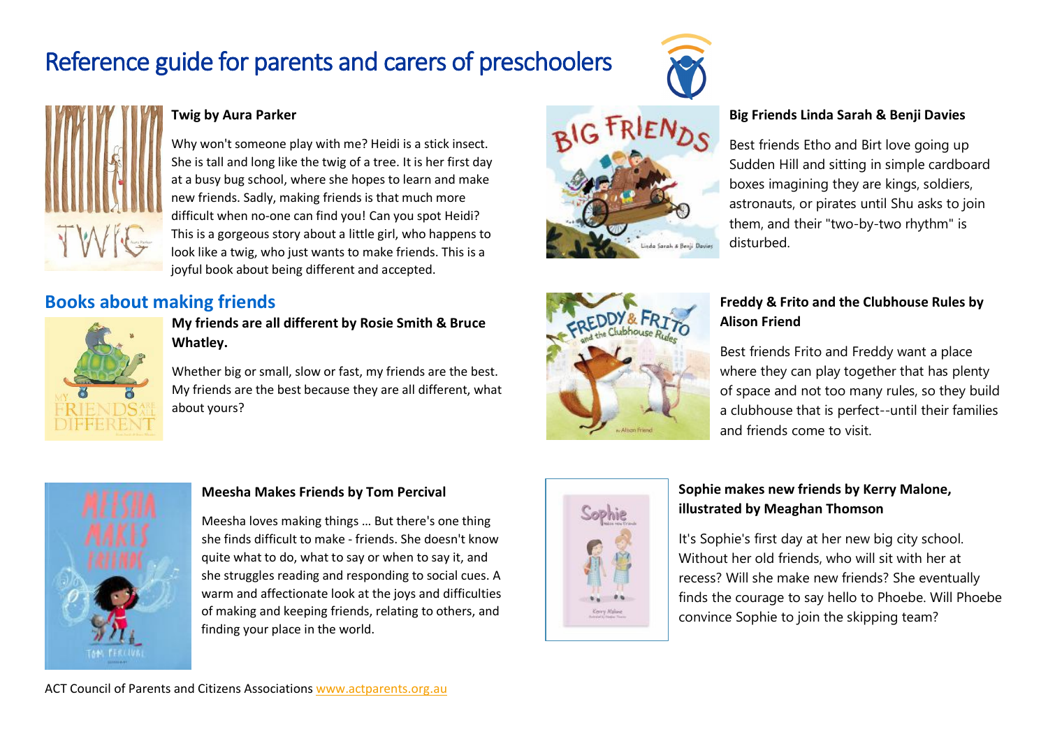# Reference guide for parents and carers of preschoolers

**Twig by Aura Parker**

Why won't someone play with me? Heidi is a stick insect. She is tall and long like the twig of a tree. It is her first day at a busy bug school, where she hopes to learn and make new friends. Sadly, making friends is that much more difficult when no-one can find you! Can you spot Heidi? This is a gorgeous story about a little girl, who happens to look like a twig, who just wants to make friends. This is a joyful book about being different and accepted.

## Books about making friends

**My friends are all different by Rosie Smith & Bruce Whatley.**

Whether big or small, slow or fast, my friends are the best. My friends are the best because they are all different, what about yours?

**Meesha Makes Friends by Tom Percival**

Meesha loves making things ... But there's one thing she finds difficult to make - friends. She doesn't know quite what to do, what to say or when to say it, and she struggles reading and responding to social cues. A warm and affectionate look at the joys and difficulties of making and keeping friends, relating to others, and finding your place in the world.

**Big Friends Linda Sarah & Benji Davies**

Best friends Etho and Birt love going up Sudden Hill and sitting in simple cardboard boxes imagining they are kings, soldiers, astronauts, or pirates until Shu asks to join them, and their "two-by-two rhythm" is disturbed.

**Freddy & Frito and the Clubhouse Rules by Alison Friend**

Best friends Frito and Freddy want a place where they can play together that has plenty of space and not too many rules, so they build a clubhouse that is perfect--until their families and friends come to visit.

**Sophie makes new friends by Kerry Malone, illustrated by Meaghan Thomson**

It's Sophie's first day at her new big city school. Without her old friends, who will sit with her at recess? Will she make new friends? She eventually finds the courage to say hello to Phoebe. Will Phoebe convince Sophie to join the skipping team?

ACT Council of Parents and Citizens Associations [www.actparents.org.au](http://www.actparents.org.au)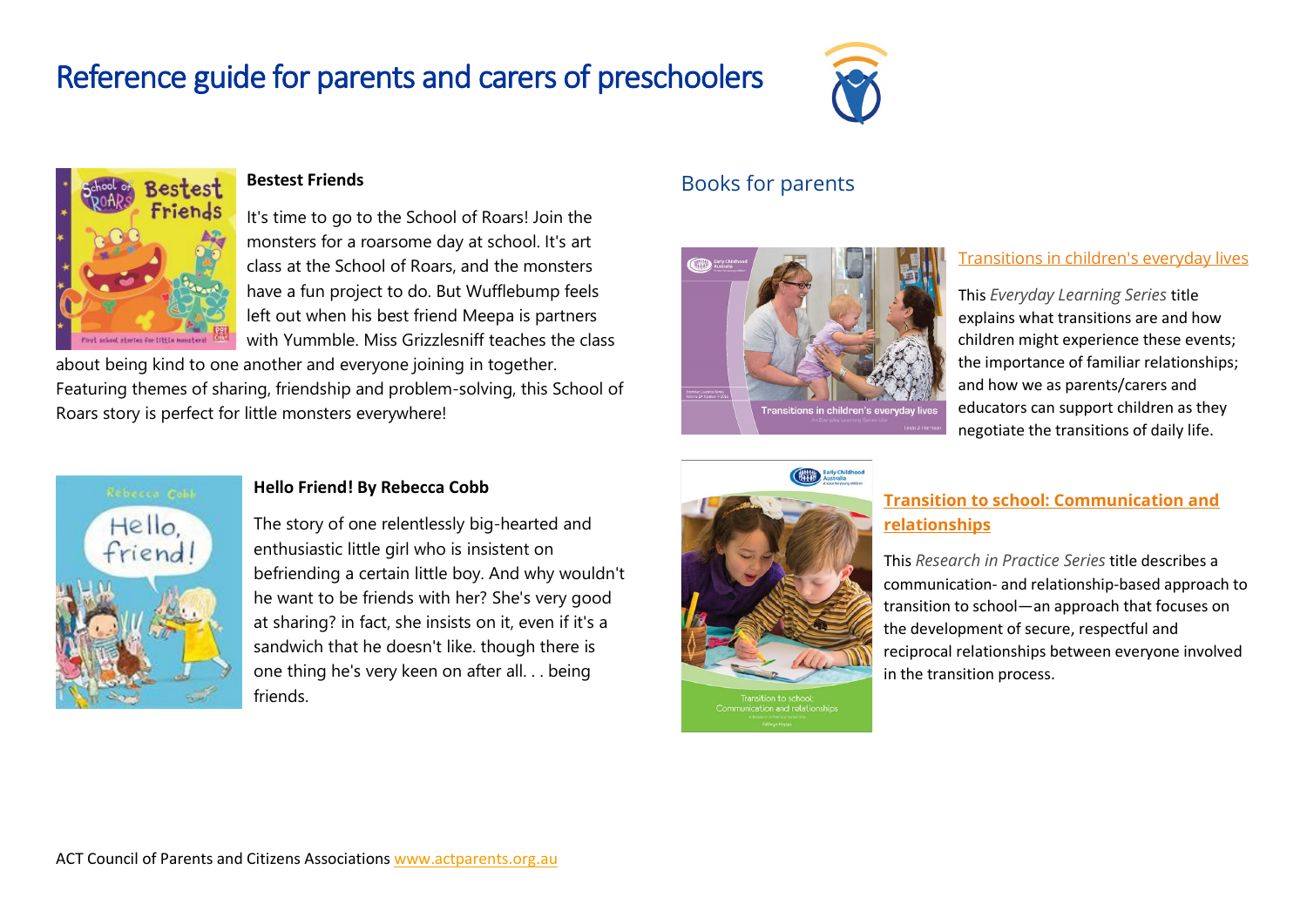# Reference guide for parents and carers of preschoolers

**Bestest Friends**

It's time to go to the School of Roars! Join the monsters for a roarsome day at school. It's art class at the School of Roars, and the monsters have a fun project to do. But Wufflebump feels left out when his best friend Meepa is partners with Yummble. Miss Grizzlesniff teaches the class about being kind to one another and everyone joining in together. Featuring themes of sharing, friendship and problem-solving, this School of Roars story is perfect for little monsters everywhere!

**Hello Friend! By Rebecca Cobb**

The story of one relentlessly big-hearted and enthusiastic little girl who is insistent on befriending a certain little boy. And why wouldn't he want to be friends with her? She's very good at sharing? in fact, she insists on it, even if it's a sandwich that he doesn't like. though there is one thing he's very keen on after all. . . being friends.

## Books for parents

[Transitions in children's everyday lives](#)

This *Everyday Learning Series* title explains what transitions are and how children might experience these events; the importance of familiar relationships; and how we as parents/carers and educators can support children as they negotiate the transitions of daily life.

**[Transition to school: Communication and relationships](#)**

This *Research in Practice Series* title describes a communication- and relationship-based approach to transition to school—an approach that focuses on the development of secure, respectful and reciprocal relationships between everyone involved in the transition process.

ACT Council of Parents and Citizens Associations www.actparents.org.au